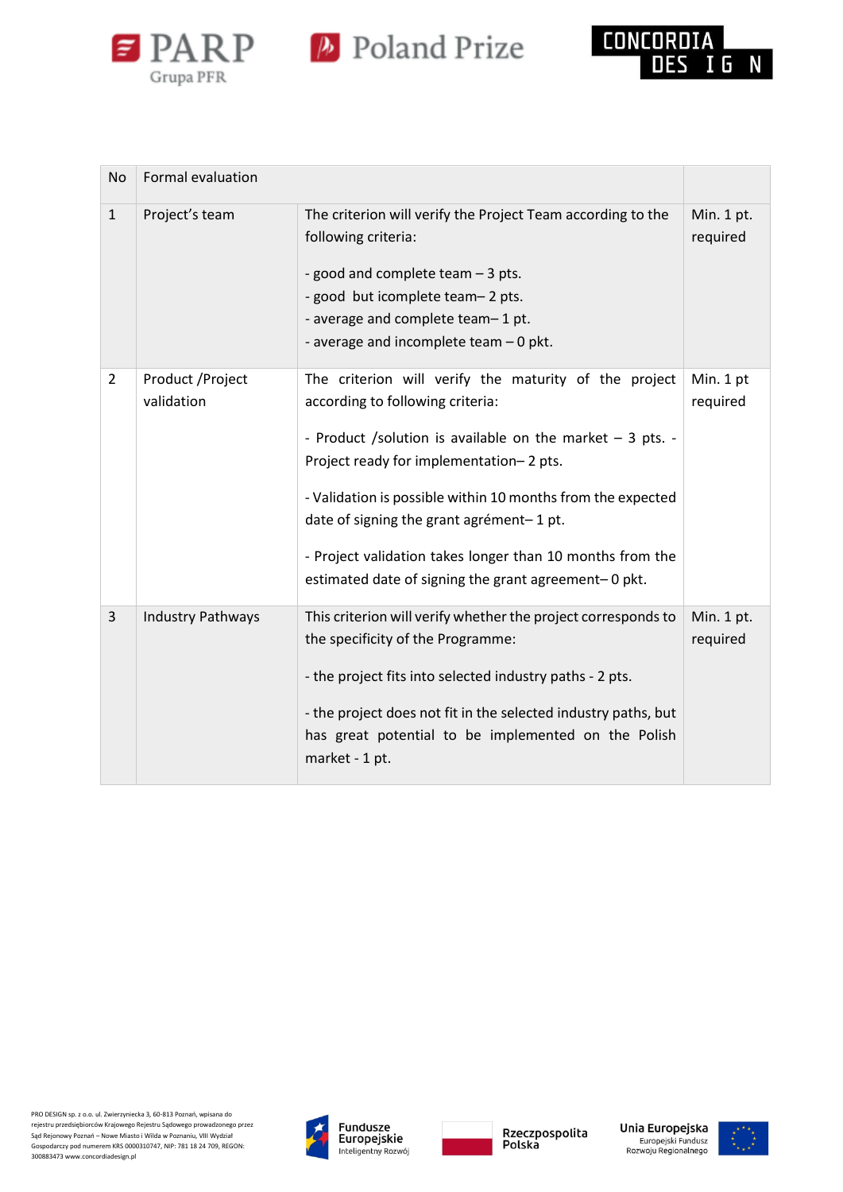| No | Formal evaluation | | |
|---|---|---|---|
| 1 | Project's team | The criterion will verify the Project Team according to the following criteria:<br><br>- good and complete team – 3 pts.<br>- good but icomplete team– 2 pts.<br>- average and complete team– 1 pt.<br>- average and incomplete team – 0 pkt. | Min. 1 pt. required |
| 2 | Product /Project validation | The criterion will verify the maturity of the project according to following criteria:<br><br>- Product /solution is available on the market – 3 pts. - Project ready for implementation– 2 pts.<br><br>- Validation is possible within 10 months from the expected date of signing the grant agrément– 1 pt.<br><br>- Project validation takes longer than 10 months from the estimated date of signing the grant agreement– 0 pkt. | Min. 1 pt required |
| 3 | Industry Pathways | This criterion will verify whether the project corresponds to the specificity of the Programme:<br><br>- the project fits into selected industry paths - 2 pts.<br><br>- the project does not fit in the selected industry paths, but has great potential to be implemented on the Polish market - 1 pt. | Min. 1 pt. required |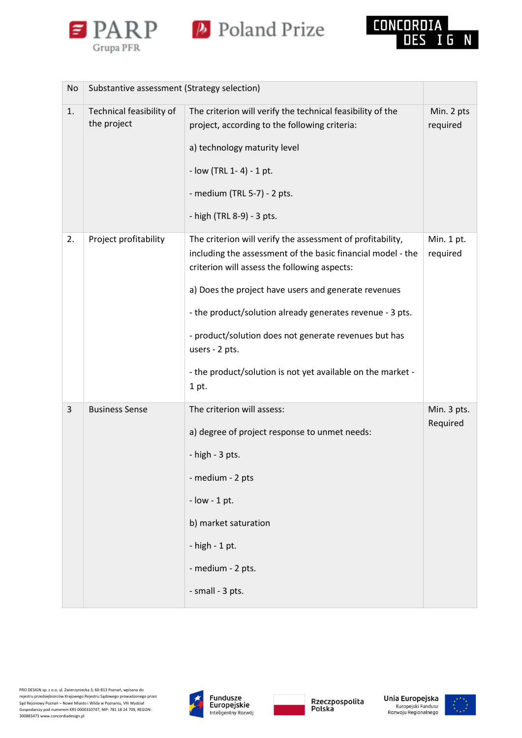| No | Substantive assessment (Strategy selection) | | |
|---|---|---|---|
| 1. | Technical feasibility of the project | The criterion will verify the technical feasibility of the project, according to the following criteria:<br><br>a) technology maturity level<br><br>- low (TRL 1- 4) - 1 pt.<br><br>- medium (TRL 5-7) - 2 pts.<br><br>- high (TRL 8-9) - 3 pts. | Min. 2 pts required |
| 2. | Project profitability | The criterion will verify the assessment of profitability, including the assessment of the basic financial model - the criterion will assess the following aspects:<br><br>a) Does the project have users and generate revenues<br><br>- the product/solution already generates revenue - 3 pts.<br><br>- product/solution does not generate revenues but has users - 2 pts.<br><br>- the product/solution is not yet available on the market - 1 pt. | Min. 1 pt. required |
| 3 | Business Sense | The criterion will assess:<br><br>a) degree of project response to unmet needs:<br><br>- high - 3 pts.<br><br>- medium - 2 pts<br><br>- low - 1 pt.<br><br>b) market saturation<br><br>- high - 1 pt.<br><br>- medium - 2 pts.<br><br>- small - 3 pts. | Min. 3 pts. Required |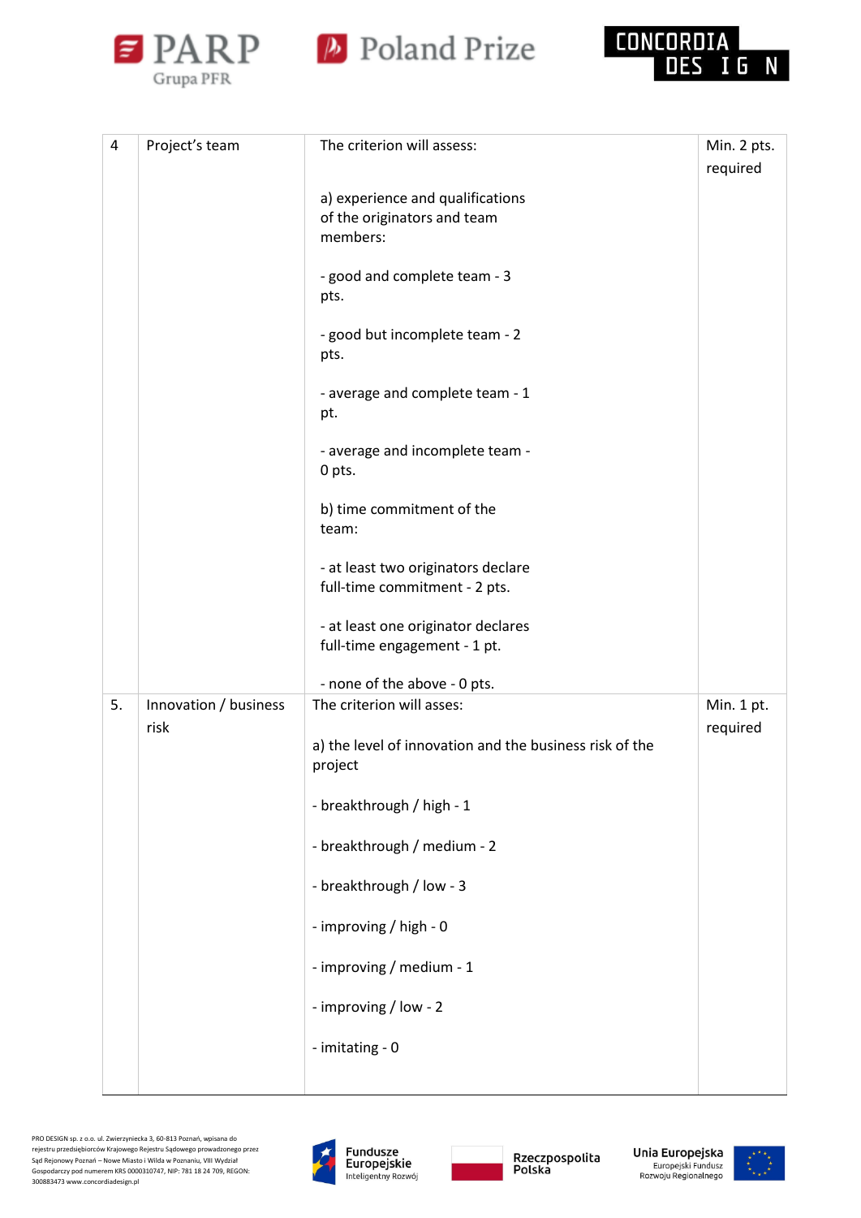| 4 | Project's team | The criterion will assess:<br><br>a) experience and qualifications of the originators and team members:<br><br>- good and complete team - 3 pts.<br><br>- good but incomplete team - 2 pts.<br><br>- average and complete team - 1 pt.<br><br>- average and incomplete team - 0 pts.<br><br>b) time commitment of the team:<br><br>- at least two originators declare full-time commitment - 2 pts.<br><br>- at least one originator declares full-time engagement - 1 pt.<br><br>- none of the above - 0 pts. | Min. 2 pts. required |
|---|---|---|---|
| 5. | Innovation / business risk | The criterion will asses:<br><br>a) the level of innovation and the business risk of the project<br><br>- breakthrough / high - 1<br><br>- breakthrough / medium - 2<br><br>- breakthrough / low - 3<br><br>- improving / high - 0<br><br>- improving / medium - 1<br><br>- improving / low - 2<br><br>- imitating - 0 | Min. 1 pt. required |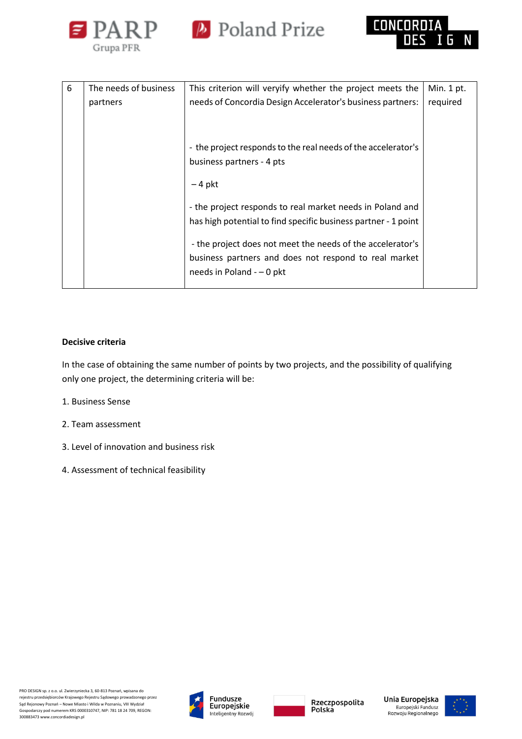| | | | |
|---|---|---|---|
| 6 | The needs of business partners | This criterion will veryify whether the project meets the needs of Concordia Design Accelerator's business partners:<br><br>- the project responds to the real needs of the accelerator's business partners - 4 pts<br><br>– 4 pkt<br><br>- the project responds to real market needs in Poland and has high potential to find specific business partner - 1 point<br><br>- the project does not meet the needs of the accelerator's business partners and does not respond to real market needs in Poland - – 0 pkt | Min. 1 pt. required |

**Decisive criteria**

In the case of obtaining the same number of points by two projects, and the possibility of qualifying only one project, the determining criteria will be:

1. Business Sense
2. Team assessment
3. Level of innovation and business risk
4. Assessment of technical feasibility